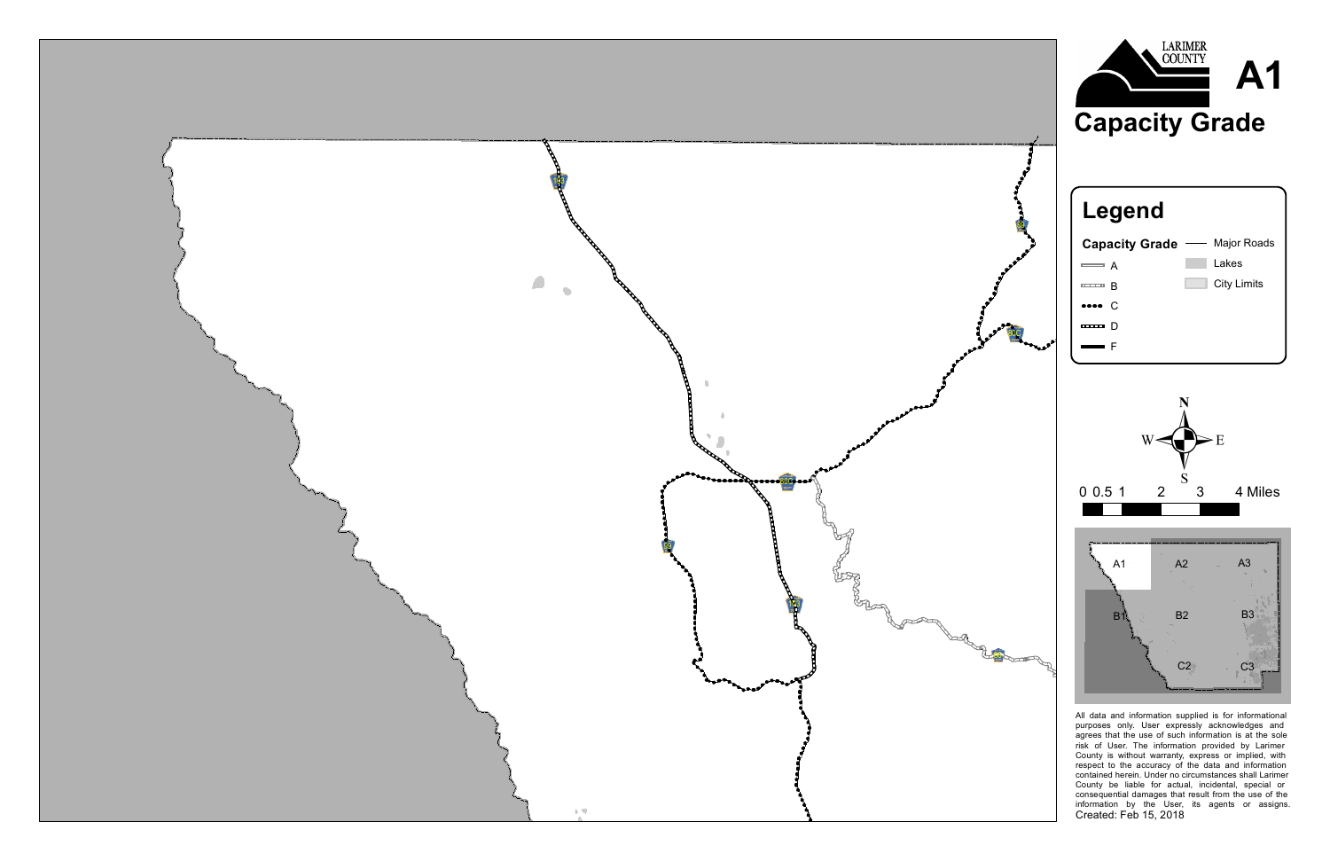LARIMER COUNTY

# A1

## Capacity Grade

### Legend

**Capacity Grade**

- A
- B
- C
- D
- F

- Major Roads
- Lakes
- City Limits

N
W E
S

0 0.5 1 2 3 4 Miles

A1 A2 A3
B1 B2 B3
C2 C3

All data and information supplied is for informational purposes only. User expressly acknowledges and agrees that the use of such information is at the sole risk of User. The information provided by Larimer County is without warranty, express or implied, with respect to the accuracy of the data and information contained herein. Under no circumstances shall Larimer County be liable for actual, incidental, special or consequential damages that result from the use of the information by the User, its agents or assigns.

Created: Feb 15, 2018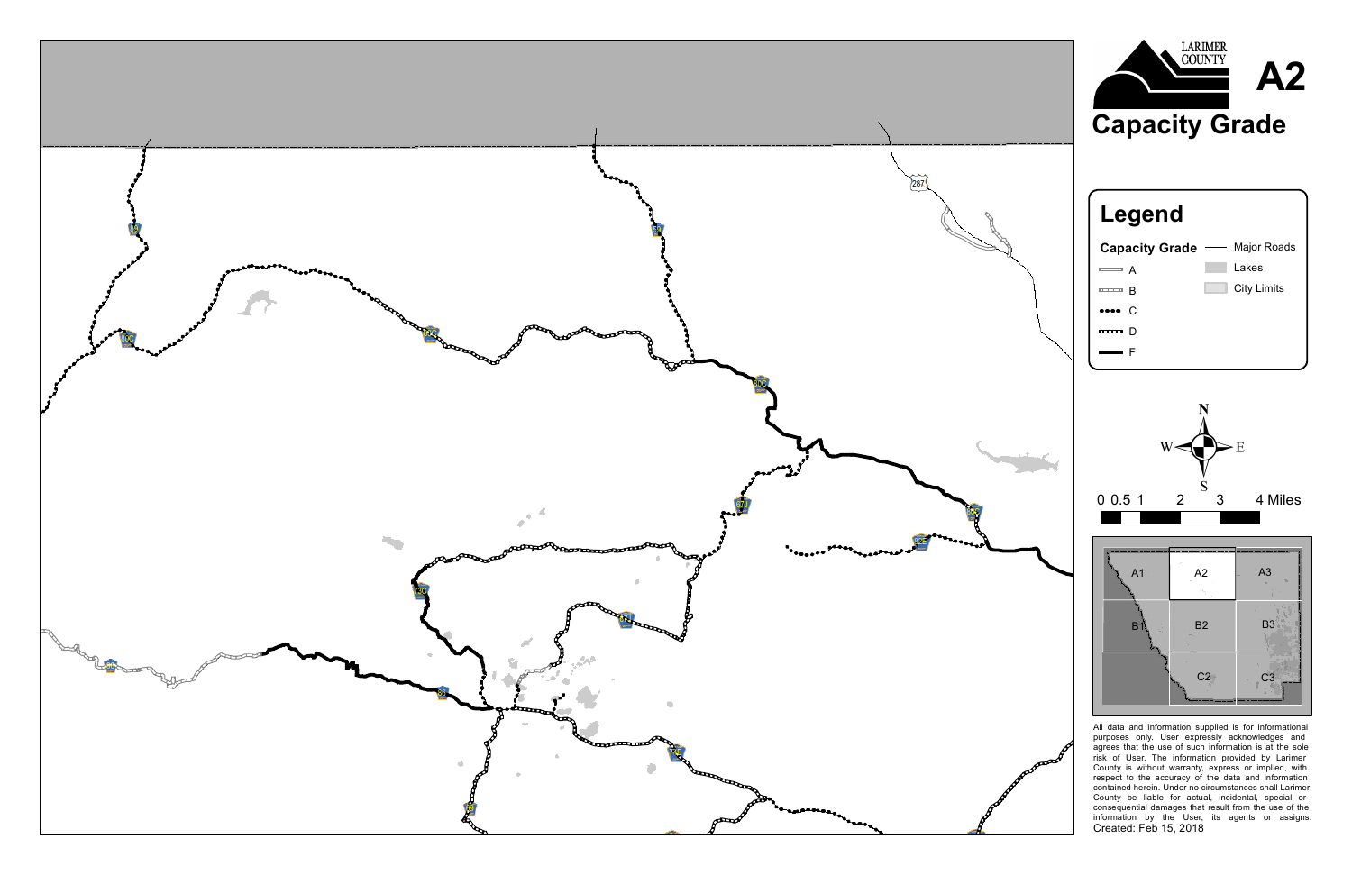LARIMER COUNTY

# A2

# Capacity Grade

## Legend

**Capacity Grade**

- A
- B
- C
- D
- F

- Major Roads
- Lakes
- City Limits

N W E S

0 0.5 1 2 3 4 Miles

A1 A2 A3
B1 B2 B3
C2 C3

287

All data and information supplied is for informational purposes only. User expressly acknowledges and agrees that the use of such information is at the sole risk of User. The information provided by Larimer County is without warranty, express or implied, with respect to the accuracy of the data and information contained herein. Under no circumstances shall Larimer County be liable for actual, incidental, special or consequential damages that result from the use of the information by the User, its agents or assigns.

Created: Feb 15, 2018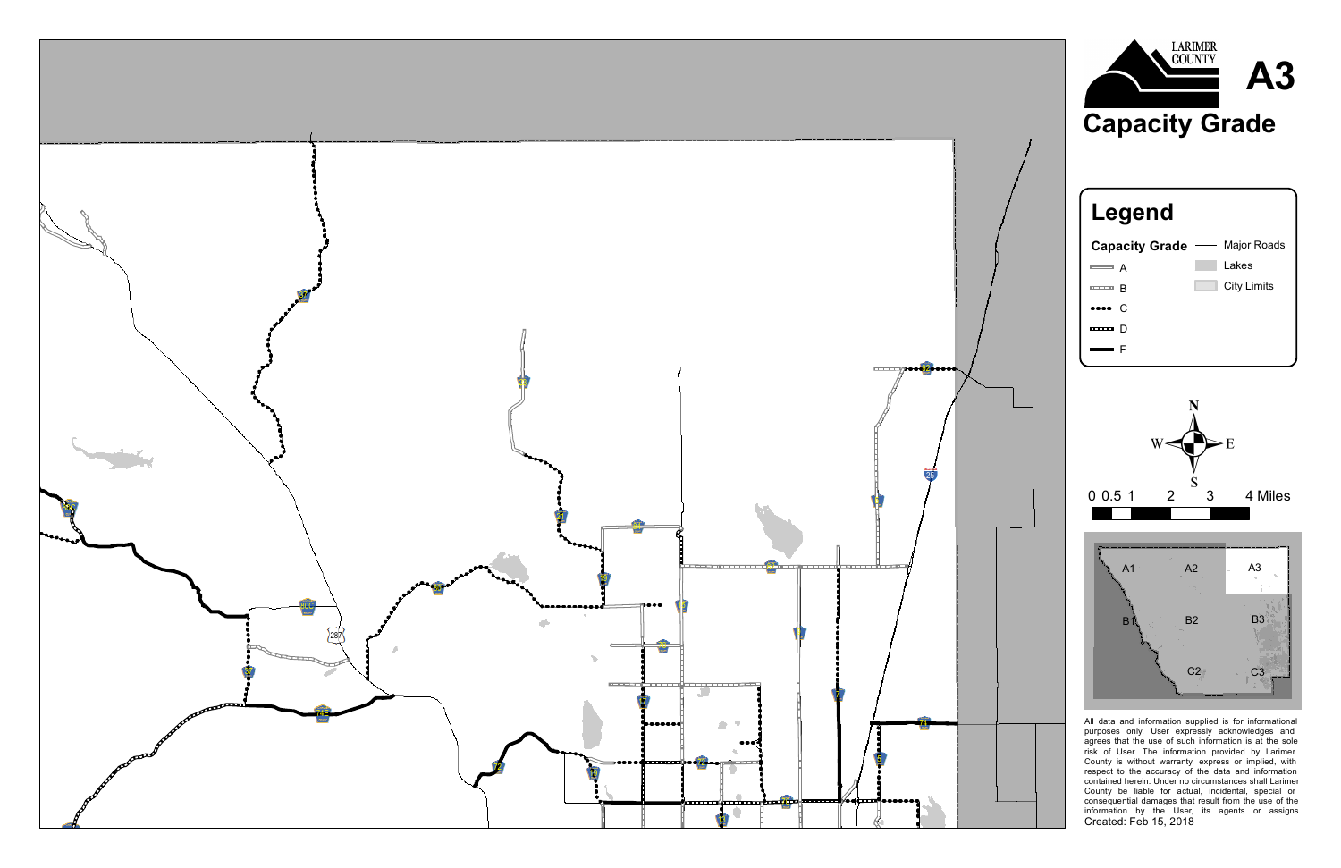# A3

## Capacity Grade

LARIMER COUNTY

### Legend

**Capacity Grade**

- A
- B
- C
- D
- F

- Major Roads
- Lakes
- City Limits

N
W E
S

0 0.5 1 2 3 4 Miles

A1 A2 A3
B1 B2 B3
C2 C3

All data and information supplied is for informational purposes only. User expressly acknowledges and agrees that the use of such information is at the sole risk of User. The information provided by Larimer County is without warranty, express or implied, with respect to the accuracy of the data and information contained herein. Under no circumstances shall Larimer County be liable for actual, incidental, special or consequential damages that result from the use of the information by the User, its agents or assigns.

Created: Feb 15, 2018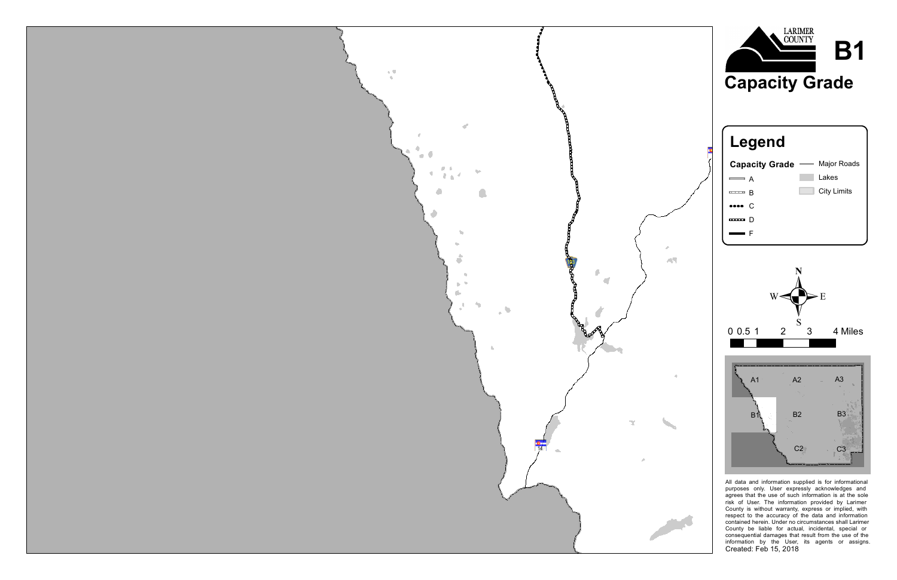LARIMER COUNTY

# B1

## Capacity Grade

### Legend

**Capacity Grade**

- A
- B
- C
- D
- F

- Major Roads
- Lakes
- City Limits

N
W E
S

0 0.5 1 2 3 4 Miles

A1 A2 A3
B1 B2 B3
C2 C3

All data and information supplied is for informational purposes only. User expressly acknowledges and agrees that the use of such information is at the sole risk of User. The information provided by Larimer County is without warranty, express or implied, with respect to the accuracy of the data and information contained herein. Under no circumstances shall Larimer County be liable for actual, incidental, special or consequential damages that result from the use of the information by the User, its agents or assigns.

Created: Feb 15, 2018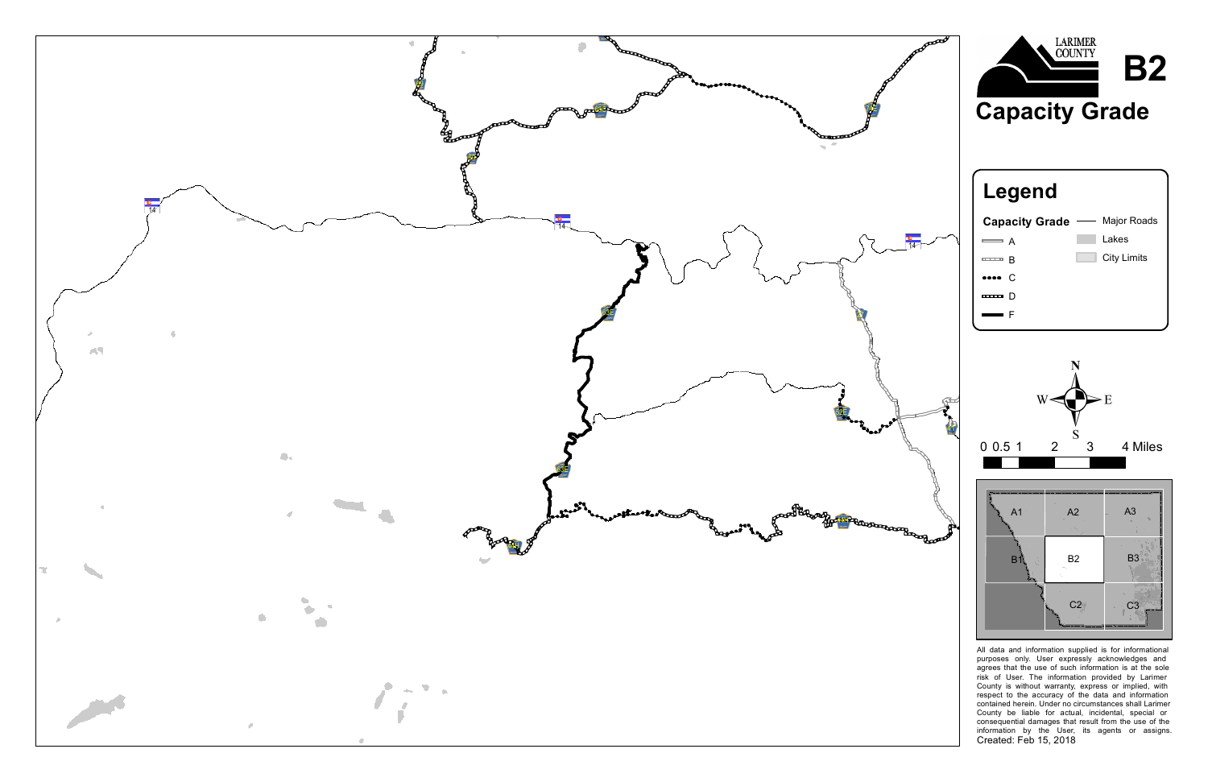# B2

## Capacity Grade

LARIMER COUNTY

## Legend

**Capacity Grade**

- A
- B
- C
- D
- F

- Major Roads
- Lakes
- City Limits

0 0.5 1 2 3 4 Miles

A1 A2 A3
B1 B2 B3
C2 C3

All data and information supplied is for informational purposes only. User expressly acknowledges and agrees that the use of such information is at the sole risk of User. The information provided by Larimer County is without warranty, express or implied, with respect to the accuracy of the data and information contained herein. Under no circumstances shall Larimer County be liable for actual, incidental, special or consequential damages that result from the use of the information by the User, its agents or assigns.

Created: Feb 15, 2018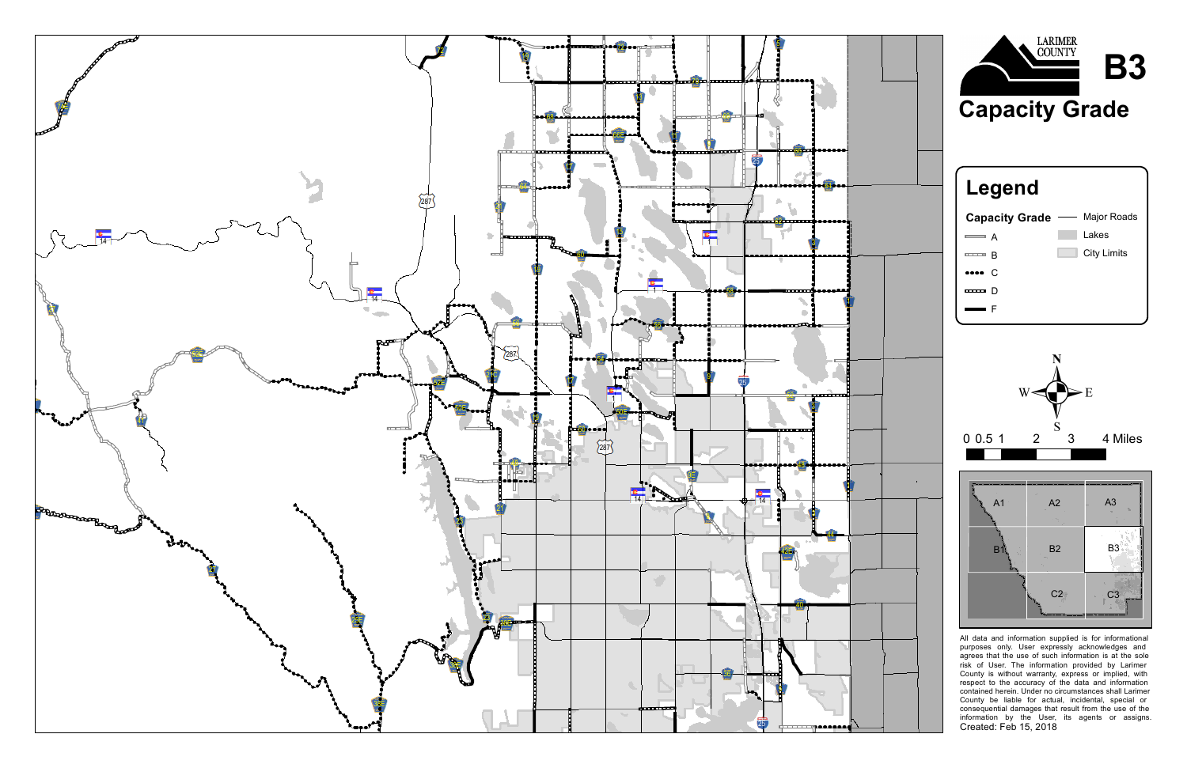# B3

## Capacity Grade

LARIMER COUNTY

### Legend

**Capacity Grade**

- A
- B
- C
- D
- F

- Major Roads
- Lakes
- City Limits

0 0.5 1 2 3 4 Miles

A1 A2 A3
B1 B2 B3
C2 C3

All data and information supplied is for informational purposes only. User expressly acknowledges and agrees that the use of such information is at the sole risk of User. The information provided by Larimer County is without warranty, express or implied, with respect to the accuracy of the data and information contained herein. Under no circumstances shall Larimer County be liable for actual, incidental, special or consequential damages that result from the use of the information by the User, its agents or assigns.

Created: Feb 15, 2018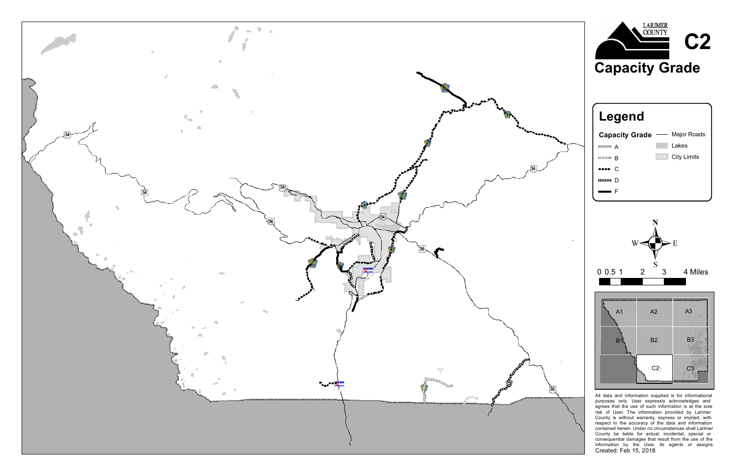# C2

## Capacity Grade

LARIMER COUNTY

### Legend

**Capacity Grade**

- A
- B
- C
- D
- F

- Major Roads
- Lakes
- City Limits

0 0.5 1 2 3 4 Miles

All data and information supplied is for informational purposes only. User expressly acknowledges and agrees that the use of such information is at the sole risk of User. The information provided by Larimer County is without warranty, express or implied, with respect to the accuracy of the data and information contained herein. Under no circumstances shall Larimer County be liable for actual, incidental, special or consequential damages that result from the use of the information by the User, its agents or assigns.

Created: Feb 15, 2018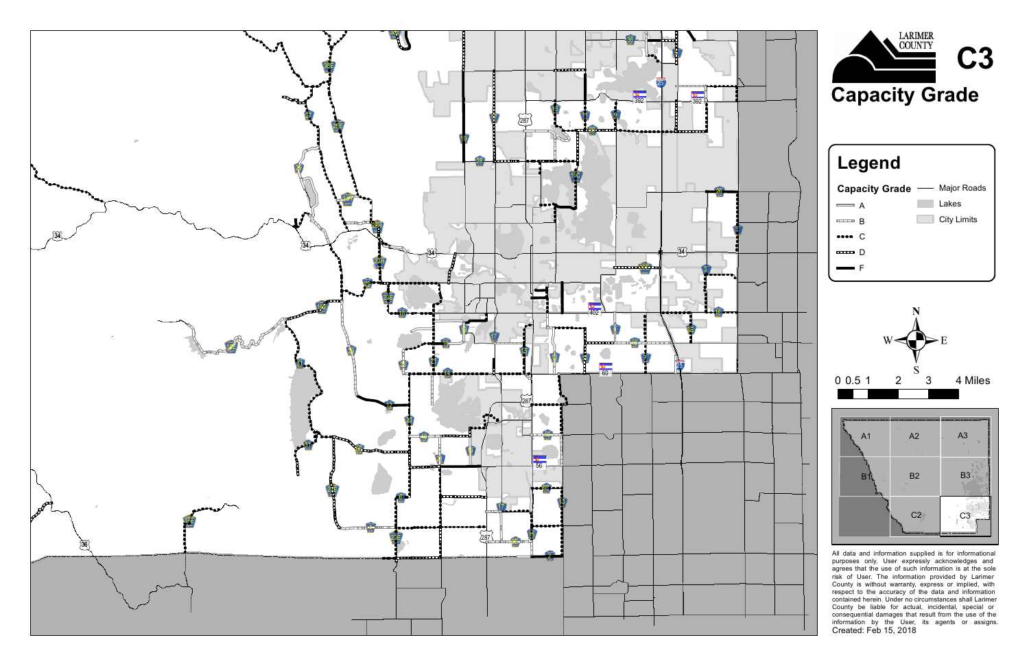# C3

## Capacity Grade

LARIMER COUNTY

## Legend

**Capacity Grade**

- A
- B
- C
- D
- F

- Major Roads
- Lakes
- City Limits

N
W E
S

0 0.5 1 2 3 4 Miles

A1 A2 A3
B1 B2 B3
C2 C3

All data and information supplied is for informational purposes only. User expressly acknowledges and agrees that the use of such information is at the sole risk of User. The information provided by Larimer County is without warranty, express or implied, with respect to the accuracy of the data and information contained herein. Under no circumstances shall Larimer County be liable for actual, incidental, special or consequential damages that result from the use of the information by the User, its agents or assigns.

Created: Feb 15, 2018